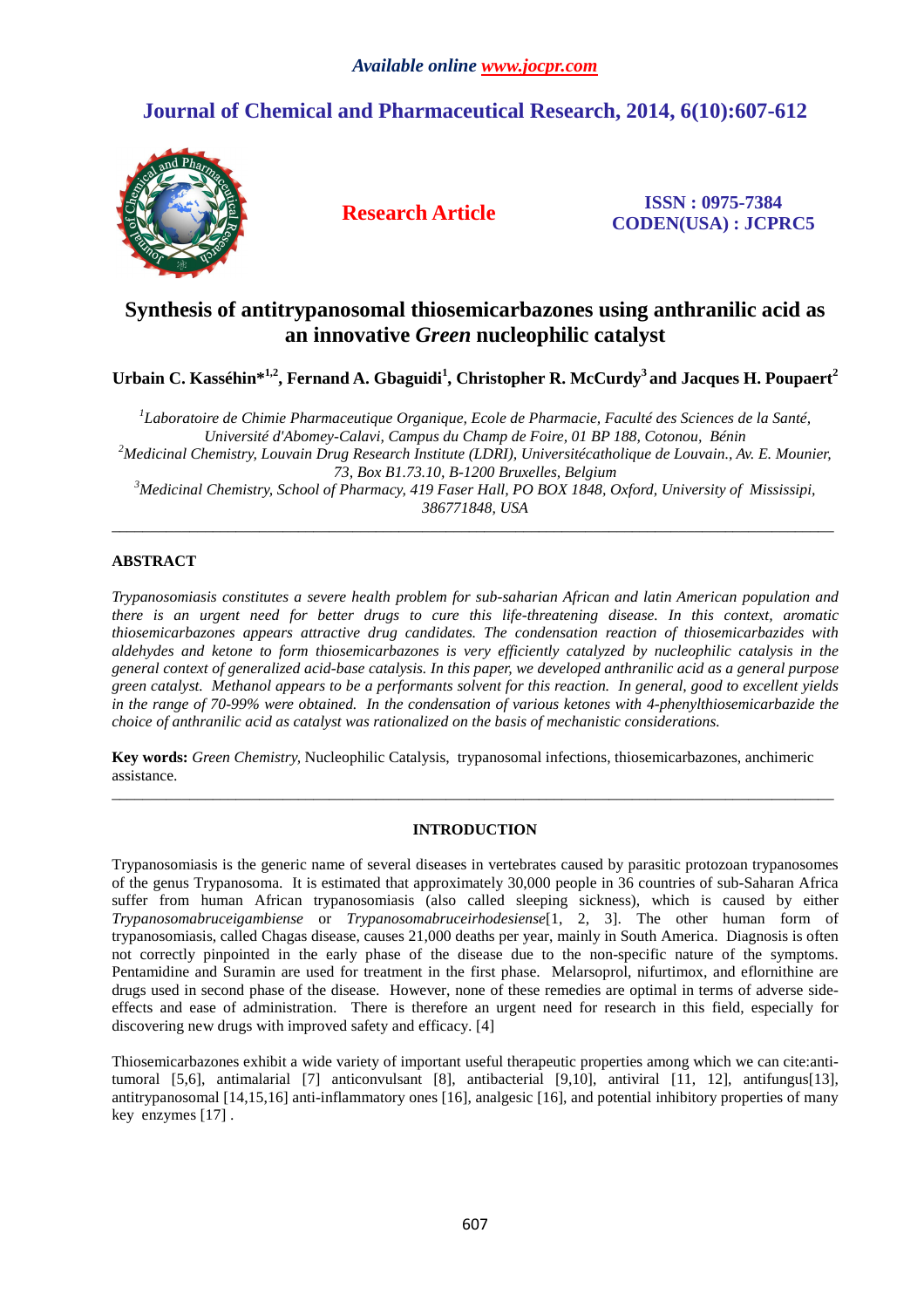*Available online www.jocpr.com*

## Journal of Chemical and Pharmaceutical Research, 2014, 6(10):607-612

**Research Article**

**ISSN : 0975-7384**
**CODEN(USA) : JCPRC5**

# Synthesis of antitrypanosomal thiosemicarbazones using anthranilic acid as an innovative *Green* nucleophilic catalyst

**Urbain C. Kasséhin*[1,2], Fernand A. Gbaguidi[1], Christopher R. McCurdy[3] and Jacques H. Poupaert[2]**

[1]*Laboratoire de Chimie Pharmaceutique Organique, Ecole de Pharmacie, Faculté des Sciences de la Santé, Université d'Abomey-Calavi, Campus du Champ de Foire, 01 BP 188, Cotonou, Bénin*
[2]*Medicinal Chemistry, Louvain Drug Research Institute (LDRI), Universitécatholique de Louvain., Av. E. Mounier, 73, Box B1.73.10, B-1200 Bruxelles, Belgium*
[3]*Medicinal Chemistry, School of Pharmacy, 419 Faser Hall, PO BOX 1848, Oxford, University of Mississipi, 386771848, USA*

---

## ABSTRACT

*Trypanosomiasis constitutes a severe health problem for sub-saharian African and latin American population and there is an urgent need for better drugs to cure this life-threatening disease. In this context, aromatic thiosemicarbazones appears attractive drug candidates. The condensation reaction of thiosemicarbazides with aldehydes and ketone to form thiosemicarbazones is very efficiently catalyzed by nucleophilic catalysis in the general context of generalized acid-base catalysis. In this paper, we developed anthranilic acid as a general purpose green catalyst. Methanol appears to be a performants solvent for this reaction. In general, good to excellent yields in the range of 70-99% were obtained. In the condensation of various ketones with 4-phenylthiosemicarbazide the choice of anthranilic acid as catalyst was rationalized on the basis of mechanistic considerations.*

**Key words:** *Green Chemistry,* Nucleophilic Catalysis, trypanosomal infections, thiosemicarbazones, anchimeric assistance.

---

## INTRODUCTION

Trypanosomiasis is the generic name of several diseases in vertebrates caused by parasitic protozoan trypanosomes of the genus Trypanosoma. It is estimated that approximately 30,000 people in 36 countries of sub-Saharan Africa suffer from human African trypanosomiasis (also called sleeping sickness), which is caused by either *Trypanosomabruceigambiense* or *Trypanosomabruceirhodesiense*[1, 2, 3]. The other human form of trypanosomiasis, called Chagas disease, causes 21,000 deaths per year, mainly in South America. Diagnosis is often not correctly pinpointed in the early phase of the disease due to the non-specific nature of the symptoms. Pentamidine and Suramin are used for treatment in the first phase. Melarsoprol, nifurtimox, and eflornithine are drugs used in second phase of the disease. However, none of these remedies are optimal in terms of adverse side-effects and ease of administration. There is therefore an urgent need for research in this field, especially for discovering new drugs with improved safety and efficacy. [4]

Thiosemicarbazones exhibit a wide variety of important useful therapeutic properties among which we can cite:anti-tumoral [5,6], antimalarial [7] anticonvulsant [8], antibacterial [9,10], antiviral [11, 12], antifungus[13], antitrypanosomal [14,15,16] anti-inflammatory ones [16], analgesic [16], and potential inhibitory properties of many key enzymes [17] .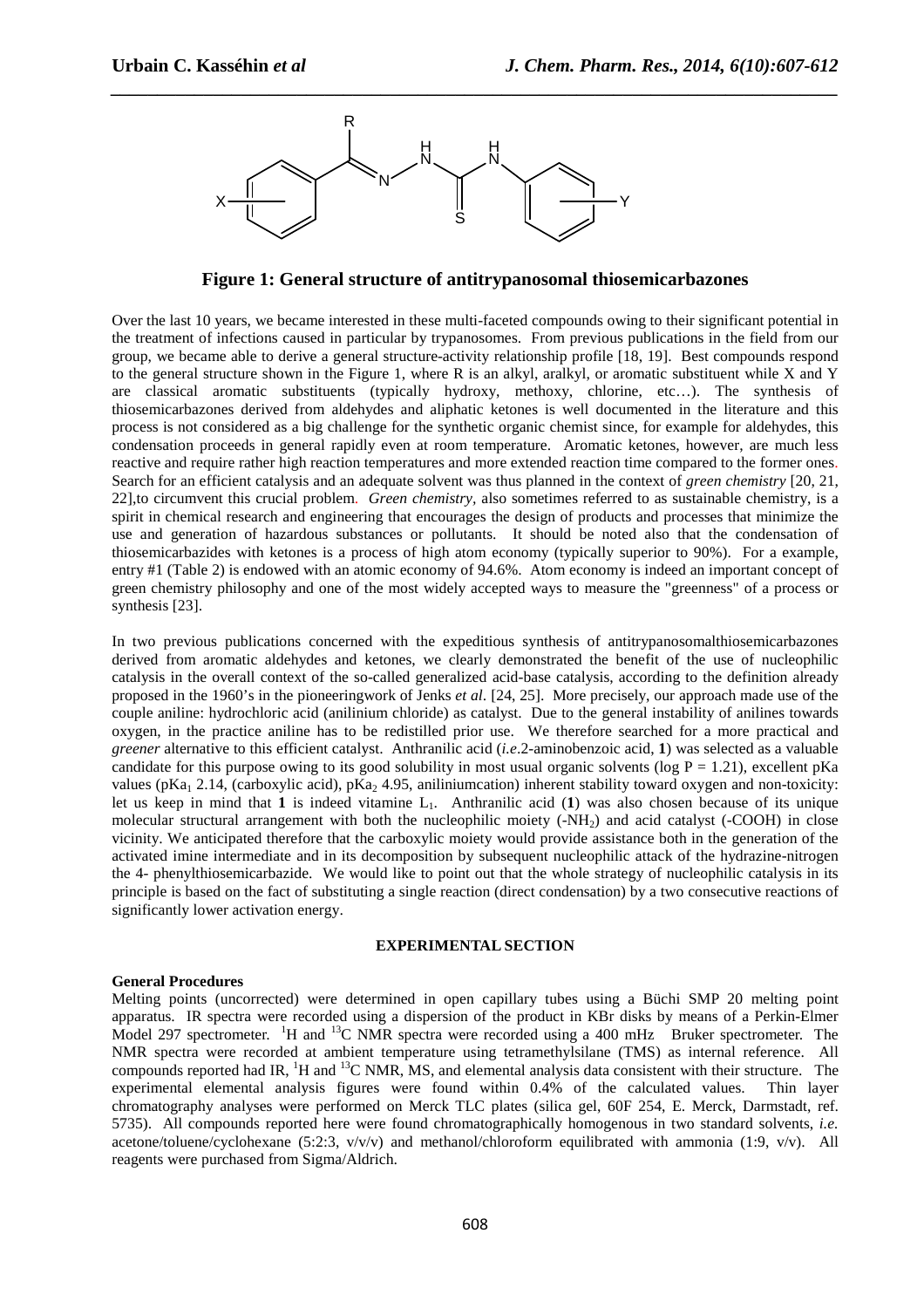**Figure 1: General structure of antitrypanosomal thiosemicarbazones**

Over the last 10 years, we became interested in these multi-faceted compounds owing to their significant potential in the treatment of infections caused in particular by trypanosomes. From previous publications in the field from our group, we became able to derive a general structure-activity relationship profile [18, 19]. Best compounds respond to the general structure shown in the Figure 1, where R is an alkyl, aralkyl, or aromatic substituent while X and Y are classical aromatic substituents (typically hydroxy, methoxy, chlorine, etc…). The synthesis of thiosemicarbazones derived from aldehydes and aliphatic ketones is well documented in the literature and this process is not considered as a big challenge for the synthetic organic chemist since, for example for aldehydes, this condensation proceeds in general rapidly even at room temperature. Aromatic ketones, however, are much less reactive and require rather high reaction temperatures and more extended reaction time compared to the former ones. Search for an efficient catalysis and an adequate solvent was thus planned in the context of *green chemistry* [20, 21, 22],to circumvent this crucial problem. *Green chemistry*, also sometimes referred to as sustainable chemistry, is a spirit in chemical research and engineering that encourages the design of products and processes that minimize the use and generation of hazardous substances or pollutants. It should be noted also that the condensation of thiosemicarbazides with ketones is a process of high atom economy (typically superior to 90%). For a example, entry #1 (Table 2) is endowed with an atomic economy of 94.6%. Atom economy is indeed an important concept of green chemistry philosophy and one of the most widely accepted ways to measure the "greenness" of a process or synthesis [23].

In two previous publications concerned with the expeditious synthesis of antitrypanosomalthiosemicarbazones derived from aromatic aldehydes and ketones, we clearly demonstrated the benefit of the use of nucleophilic catalysis in the overall context of the so-called generalized acid-base catalysis, according to the definition already proposed in the 1960's in the pioneeringwork of Jenks *et al*. [24, 25]. More precisely, our approach made use of the couple aniline: hydrochloric acid (anilinium chloride) as catalyst. Due to the general instability of anilines towards oxygen, in the practice aniline has to be redistilled prior use. We therefore searched for a more practical and *greener* alternative to this efficient catalyst. Anthranilic acid (*i.e*.2-aminobenzoic acid, **1**) was selected as a valuable candidate for this purpose owing to its good solubility in most usual organic solvents (log P = 1.21), excellent pKa values ($pKa_1$ 2.14, (carboxylic acid), $pKa_2$ 4.95, aniliniumcation) inherent stability toward oxygen and non-toxicity: let us keep in mind that **1** is indeed vitamine $L_1$. Anthranilic acid (**1**) was also chosen because of its unique molecular structural arrangement with both the nucleophilic moiety ($-NH_2$) and acid catalyst (-COOH) in close vicinity. We anticipated therefore that the carboxylic moiety would provide assistance both in the generation of the activated imine intermediate and in its decomposition by subsequent nucleophilic attack of the hydrazine-nitrogen the 4- phenylthiosemicarbazide. We would like to point out that the whole strategy of nucleophilic catalysis in its principle is based on the fact of substituting a single reaction (direct condensation) by a two consecutive reactions of significantly lower activation energy.

## EXPERIMENTAL SECTION

### General Procedures

Melting points (uncorrected) were determined in open capillary tubes using a Büchi SMP 20 melting point apparatus. IR spectra were recorded using a dispersion of the product in KBr disks by means of a Perkin-Elmer Model 297 spectrometer. $^1H$ and $^{13}C$ NMR spectra were recorded using a 400 mHz Bruker spectrometer. The NMR spectra were recorded at ambient temperature using tetramethylsilane (TMS) as internal reference. All compounds reported had IR, $^1H$ and $^{13}C$ NMR, MS, and elemental analysis data consistent with their structure. The experimental elemental analysis figures were found within 0.4% of the calculated values. Thin layer chromatography analyses were performed on Merck TLC plates (silica gel, 60F 254, E. Merck, Darmstadt, ref. 5735). All compounds reported here were found chromatographically homogenous in two standard solvents, *i.e.* acetone/toluene/cyclohexane (5:2:3, v/v/v) and methanol/chloroform equilibrated with ammonia (1:9, v/v). All reagents were purchased from Sigma/Aldrich.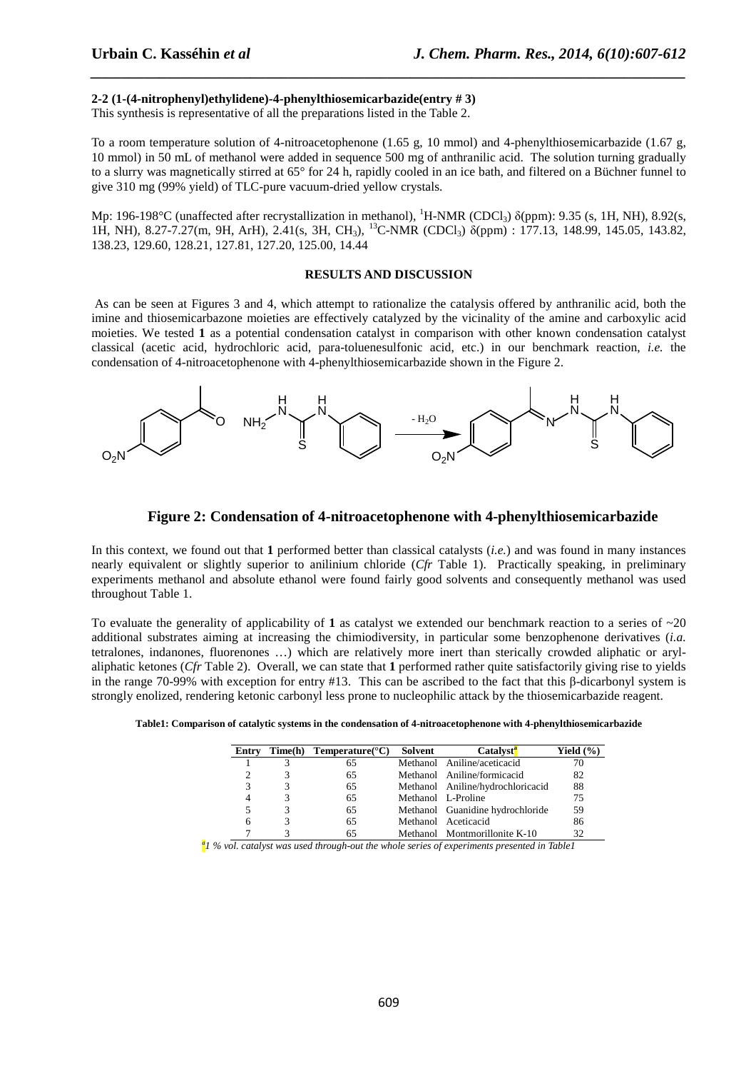**2-2 (1-(4-nitrophenyl)ethylidene)-4-phenylthiosemicarbazide(entry # 3)**

This synthesis is representative of all the preparations listed in the Table 2.

To a room temperature solution of 4-nitroacetophenone (1.65 g, 10 mmol) and 4-phenylthiosemicarbazide (1.67 g, 10 mmol) in 50 mL of methanol were added in sequence 500 mg of anthranilic acid. The solution turning gradually to a slurry was magnetically stirred at 65° for 24 h, rapidly cooled in an ice bath, and filtered on a Büchner funnel to give 310 mg (99% yield) of TLC-pure vacuum-dried yellow crystals.

Mp: 196-198°C (unaffected after recrystallization in methanol), $^1$H-NMR ($CDCl_3$) δ(ppm): 9.35 (s, 1H, NH), 8.92(s, 1H, NH), 8.27-7.27(m, 9H, ArH), 2.41(s, 3H, $CH_3$), $^{13}$C-NMR ($CDCl_3$) δ(ppm) : 177.13, 148.99, 145.05, 143.82, 138.23, 129.60, 128.21, 127.81, 127.20, 125.00, 14.44

## RESULTS AND DISCUSSION

As can be seen at Figures 3 and 4, which attempt to rationalize the catalysis offered by anthranilic acid, both the imine and thiosemicarbazone moieties are effectively catalyzed by the vicinality of the amine and carboxylic acid moieties. We tested **1** as a potential condensation catalyst in comparison with other known condensation catalyst classical (acetic acid, hydrochloric acid, para-toluenesulfonic acid, etc.) in our benchmark reaction, *i.e.* the condensation of 4-nitroacetophenone with 4-phenylthiosemicarbazide shown in the Figure 2.

**Figure 2: Condensation of 4-nitroacetophenone with 4-phenylthiosemicarbazide**

In this context, we found out that **1** performed better than classical catalysts (*i.e.*) and was found in many instances nearly equivalent or slightly superior to anilinium chloride (*Cfr* Table 1). Practically speaking, in preliminary experiments methanol and absolute ethanol were found fairly good solvents and consequently methanol was used throughout Table 1.

To evaluate the generality of applicability of **1** as catalyst we extended our benchmark reaction to a series of ~20 additional substrates aiming at increasing the chimiodiversity, in particular some benzophenone derivatives (*i.a.* tetralones, indanones, fluorenones …) which are relatively more inert than sterically crowded aliphatic or aryl-aliphatic ketones (*Cfr* Table 2). Overall, we can state that **1** performed rather quite satisfactorily giving rise to yields in the range 70-99% with exception for entry #13. This can be ascribed to the fact that this β-dicarbonyl system is strongly enolized, rendering ketonic carbonyl less prone to nucleophilic attack by the thiosemicarbazide reagent.

**Table1: Comparison of catalytic systems in the condensation of 4-nitroacetophenone with 4-phenylthiosemicarbazide**

| Entry | Time(h) | Temperature(°C) | Solvent | Catalyst[a] | Yield (%) |
|---|---|---|---|---|---|
| 1 | 3 | 65 | Methanol | Aniline/aceticacid | 70 |
| 2 | 3 | 65 | Methanol | Aniline/formicacid | 82 |
| 3 | 3 | 65 | Methanol | Aniline/hydrochloricacid | 88 |
| 4 | 3 | 65 | Methanol | L-Proline | 75 |
| 5 | 3 | 65 | Methanol | Guanidine hydrochloride | 59 |
| 6 | 3 | 65 | Methanol | Aceticacid | 86 |
| 7 | 3 | 65 | Methanol | Montmorillonite K-10 | 32 |

[a]*1 % vol. catalyst was used through-out the whole series of experiments presented in Table1*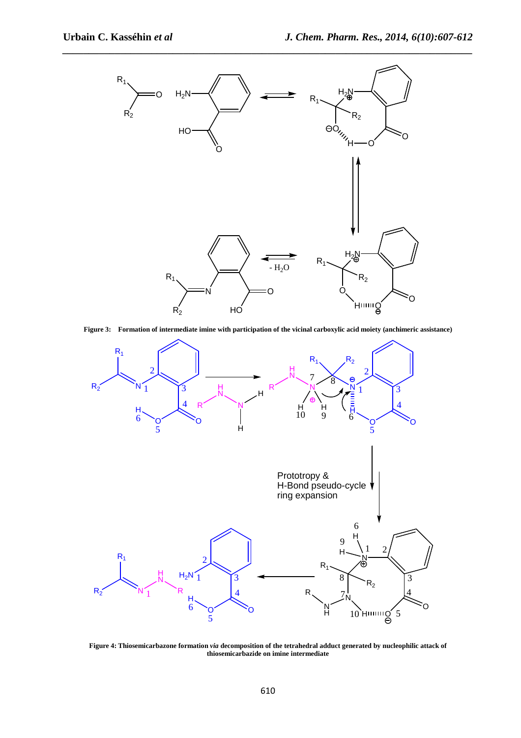**Figure 3: Formation of intermediate imine with participation of the vicinal carboxylic acid moiety (anchimeric assistance)**

Prototropy &
H-Bond pseudo-cycle
ring expansion

**Figure 4: Thiosemicarbazone formation *via* decomposition of the tetrahedral adduct generated by nucleophilic attack of thiosemicarbazide on imine intermediate**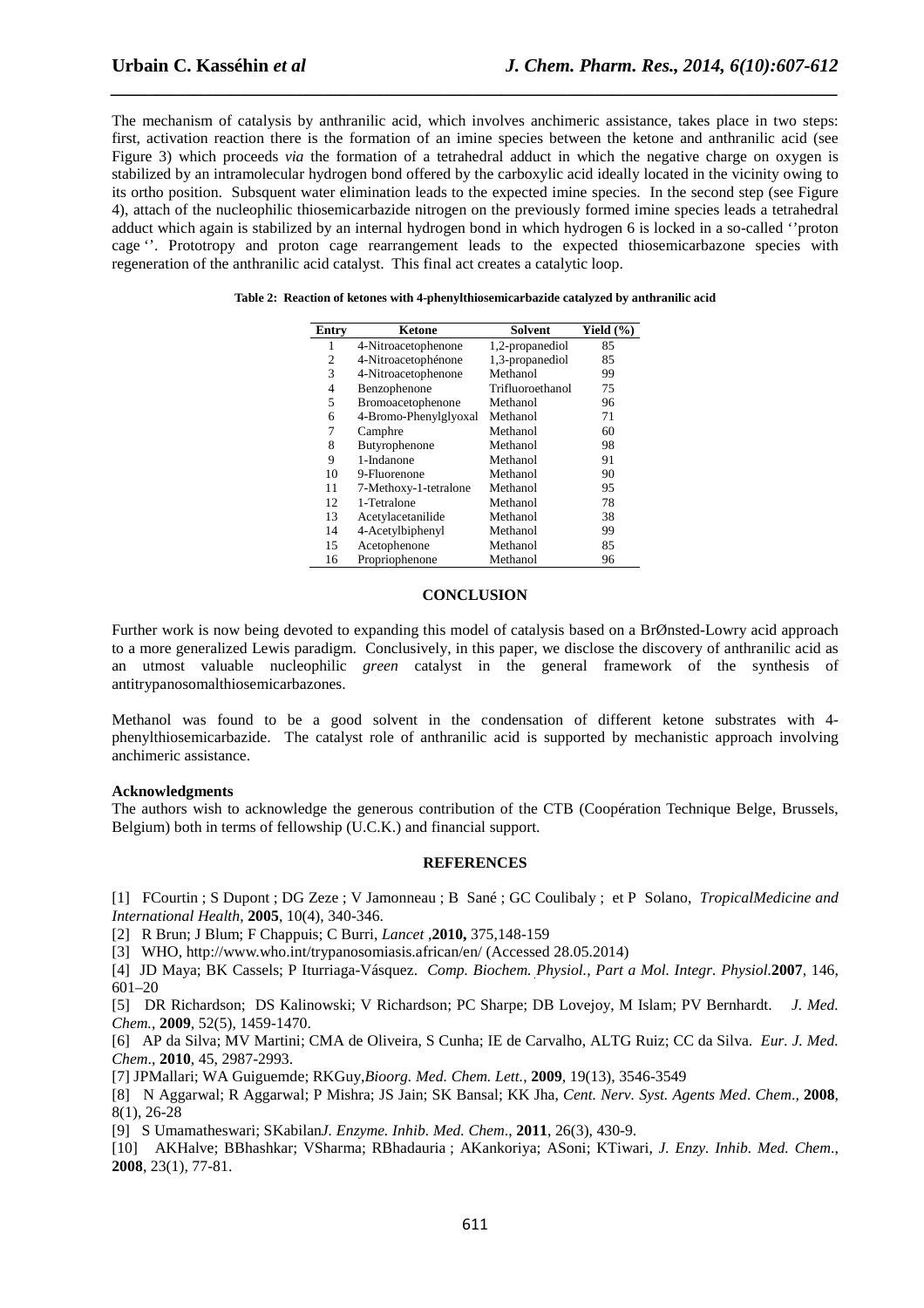The mechanism of catalysis by anthranilic acid, which involves anchimeric assistance, takes place in two steps: first, activation reaction there is the formation of an imine species between the ketone and anthranilic acid (see Figure 3) which proceeds *via* the formation of a tetrahedral adduct in which the negative charge on oxygen is stabilized by an intramolecular hydrogen bond offered by the carboxylic acid ideally located in the vicinity owing to its ortho position. Subsequent water elimination leads to the expected imine species. In the second step (see Figure 4), attach of the nucleophilic thiosemicarbazide nitrogen on the previously formed imine species leads a tetrahedral adduct which again is stabilized by an internal hydrogen bond in which hydrogen 6 is locked in a so-called ''proton cage ''. Prototropy and proton cage rearrangement leads to the expected thiosemicarbazone species with regeneration of the anthranilic acid catalyst. This final act creates a catalytic loop.

**Table 2: Reaction of ketones with 4-phenylthiosemicarbazide catalyzed by anthranilic acid**

| Entry | Ketone | Solvent | Yield (%) |
|---|---|---|---|
| 1 | 4-Nitroacetophenone | 1,2-propanediol | 85 |
| 2 | 4-Nitroacetophénone | 1,3-propanediol | 85 |
| 3 | 4-Nitroacetophenone | Methanol | 99 |
| 4 | Benzophenone | Trifluoroethanol | 75 |
| 5 | Bromoacetophenone | Methanol | 96 |
| 6 | 4-Bromo-Phenylglyoxal | Methanol | 71 |
| 7 | Camphre | Methanol | 60 |
| 8 | Butyrophenone | Methanol | 98 |
| 9 | 1-Indanone | Methanol | 91 |
| 10 | 9-Fluorenone | Methanol | 90 |
| 11 | 7-Methoxy-1-tetralone | Methanol | 95 |
| 12 | 1-Tetralone | Methanol | 78 |
| 13 | Acetylacetanilide | Methanol | 38 |
| 14 | 4-Acetylbiphenyl | Methanol | 99 |
| 15 | Acetophenone | Methanol | 85 |
| 16 | Propriophenone | Methanol | 96 |

## CONCLUSION

Further work is now being devoted to expanding this model of catalysis based on a BrØnsted-Lowry acid approach to a more generalized Lewis paradigm. Conclusively, in this paper, we disclose the discovery of anthranilic acid as an utmost valuable nucleophilic *green* catalyst in the general framework of the synthesis of antitrypanosomalthiosemicarbazones.

Methanol was found to be a good solvent in the condensation of different ketone substrates with 4-phenylthiosemicarbazide. The catalyst role of anthranilic acid is supported by mechanistic approach involving anchimeric assistance.

**Acknowledgments**

The authors wish to acknowledge the generous contribution of the CTB (Coopération Technique Belge, Brussels, Belgium) both in terms of fellowship (U.C.K.) and financial support.

## REFERENCES

[1] FCourtin ; S Dupont ; DG Zeze ; V Jamonneau ; B Sané ; GC Coulibaly ; et P Solano, *TropicalMedicine and International Health*, **2005**, 10(4), 340-346.

[2] R Brun; J Blum; F Chappuis; C Burri, *Lancet* ,**2010,** 375,148-159

[3] WHO, http://www.who.int/trypanosomiasis.african/en/ (Accessed 28.05.2014)

[4] JD Maya; BK Cassels; P Iturriaga-Vásquez. *Comp. Biochem. Physiol., Part a Mol. Integr. Physiol.***2007**, 146, 601–20

[5] DR Richardson; DS Kalinowski; V Richardson; PC Sharpe; DB Lovejoy, M Islam; PV Bernhardt. *J. Med. Chem.*, **2009**, 52(5), 1459-1470.

[6] AP da Silva; MV Martini; CMA de Oliveira, S Cunha; IE de Carvalho, ALTG Ruiz; CC da Silva. *Eur. J. Med. Chem*., **2010**, 45, 2987-2993.

[7] JPMallari; WA Guiguemde; RKGuy,*Bioorg. Med. Chem. Lett.*, **2009**, 19(13), 3546-3549

[8] N Aggarwal; R Aggarwal; P Mishra; JS Jain; SK Bansal; KK Jha, *Cent. Nerv. Syst. Agents Med. Chem*., **2008**, 8(1), 26-28

[9] S Umamatheswari; SKabilan*J. Enzyme. Inhib. Med. Chem*., **2011**, 26(3), 430-9.

[10] AKHalve; BBhashkar; VSharma; RBhadauria ; AKankoriya; ASoni; KTiwari, *J. Enzy. Inhib. Med. Chem*., **2008**, 23(1), 77-81.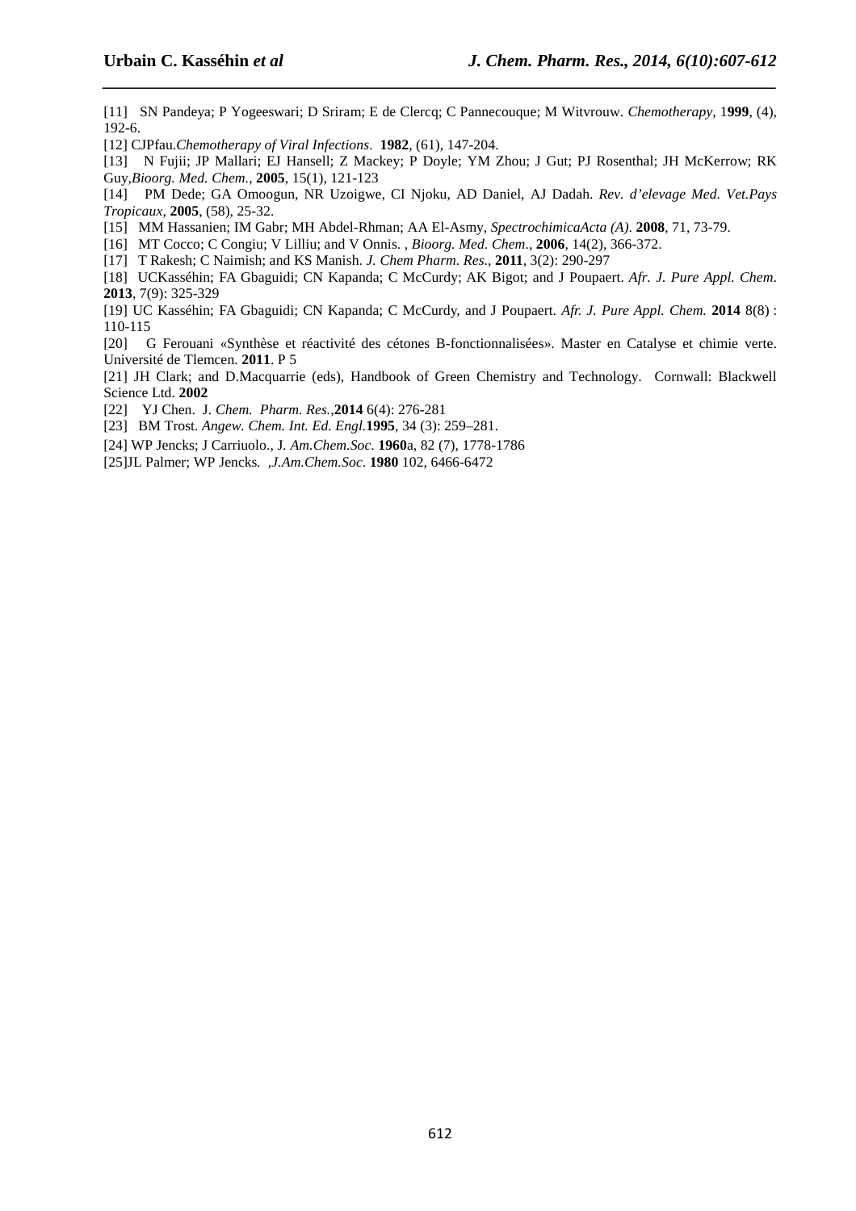[11] SN Pandeya; P Yogeeswari; D Sriram; E de Clercq; C Pannecouque; M Witvrouw. *Chemotherapy*, 1**999**, (4), 192-6.

[12] CJPfau.*Chemotherapy of Viral Infections*. **1982**, (61), 147-204.

[13] N Fujii; JP Mallari; EJ Hansell; Z Mackey; P Doyle; YM Zhou; J Gut; PJ Rosenthal; JH McKerrow; RK Guy,*Bioorg. Med. Chem.*, **2005**, 15(1), 121-123

[14] PM Dede; GA Omoogun, NR Uzoigwe, CI Njoku, AD Daniel, AJ Dadah. *Rev. d'elevage Med. Vet.Pays Tropicaux*, **2005**, (58), 25-32.

[15] MM Hassanien; IM Gabr; MH Abdel-Rhman; AA El-Asmy, *SpectrochimicaActa (A)*. **2008**, 71, 73-79.

[16] MT Cocco; C Congiu; V Lilliu; and V Onnis. , *Bioorg. Med. Chem*., **2006**, 14(2), 366-372.

[17] T Rakesh; C Naimish; and KS Manish. *J. Chem Pharm. Res*., **2011**, 3(2): 290-297

[18] UCKasséhin; FA Gbaguidi; CN Kapanda; C McCurdy; AK Bigot; and J Poupaert. *Afr. J. Pure Appl. Chem.* **2013**, 7(9): 325-329

[19] UC Kasséhin; FA Gbaguidi; CN Kapanda; C McCurdy, and J Poupaert. *Afr. J. Pure Appl. Chem.* **2014** 8(8) : 110-115

[20] G Ferouani «Synthèse et réactivité des cétones B-fonctionnalisées». Master en Catalyse et chimie verte. Université de Tlemcen. **2011**. P 5

[21] JH Clark; and D.Macquarrie (eds), Handbook of Green Chemistry and Technology. Cornwall: Blackwell Science Ltd. **2002**

[22] YJ Chen. J. *Chem. Pharm. Res.*,**2014** 6(4): 276-281

[23] BM Trost. *Angew. Chem. Int. Ed. Engl.***1995**, 34 (3): 259–281.

[24] WP Jencks; J Carriuolo., J. *Am.Chem.Soc*. **1960**a, 82 (7), 1778-1786

[25]JL Palmer; WP Jencks. *,J.Am.Chem.Soc*. **1980** 102, 6466-6472